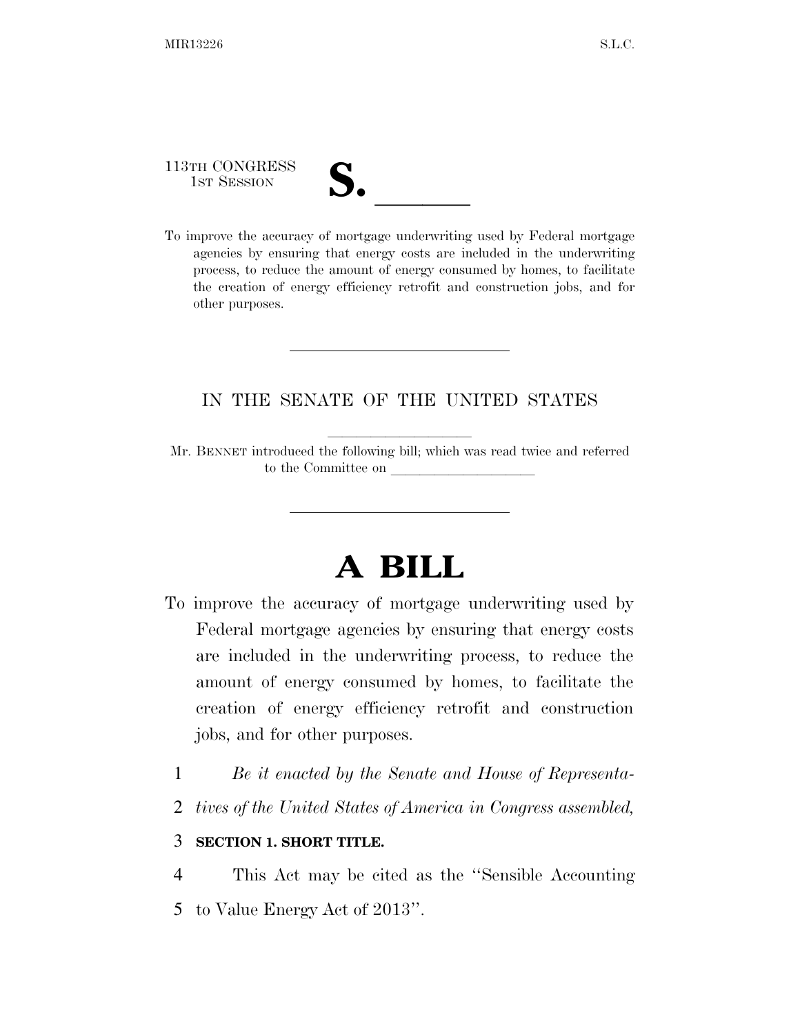113TH CONGRESS
1ST SESSION

# S. \_\_\_\_\_\_

To improve the accuracy of mortgage underwriting used by Federal mortgage agencies by ensuring that energy costs are included in the underwriting process, to reduce the amount of energy consumed by homes, to facilitate the creation of energy efficiency retrofit and construction jobs, and for other purposes.

---

IN THE SENATE OF THE UNITED STATES

Mr. BENNET introduced the following bill; which was read twice and referred to the Committee on \_\_\_\_\_\_\_\_\_\_\_\_\_\_\_\_\_\_\_\_

---

# A BILL

To improve the accuracy of mortgage underwriting used by Federal mortgage agencies by ensuring that energy costs are included in the underwriting process, to reduce the amount of energy consumed by homes, to facilitate the creation of energy efficiency retrofit and construction jobs, and for other purposes.

1 *Be it enacted by the Senate and House of Representa-*
2 *tives of the United States of America in Congress assembled,*

3 **SECTION 1. SHORT TITLE.**

4 This Act may be cited as the "Sensible Accounting
5 to Value Energy Act of 2013".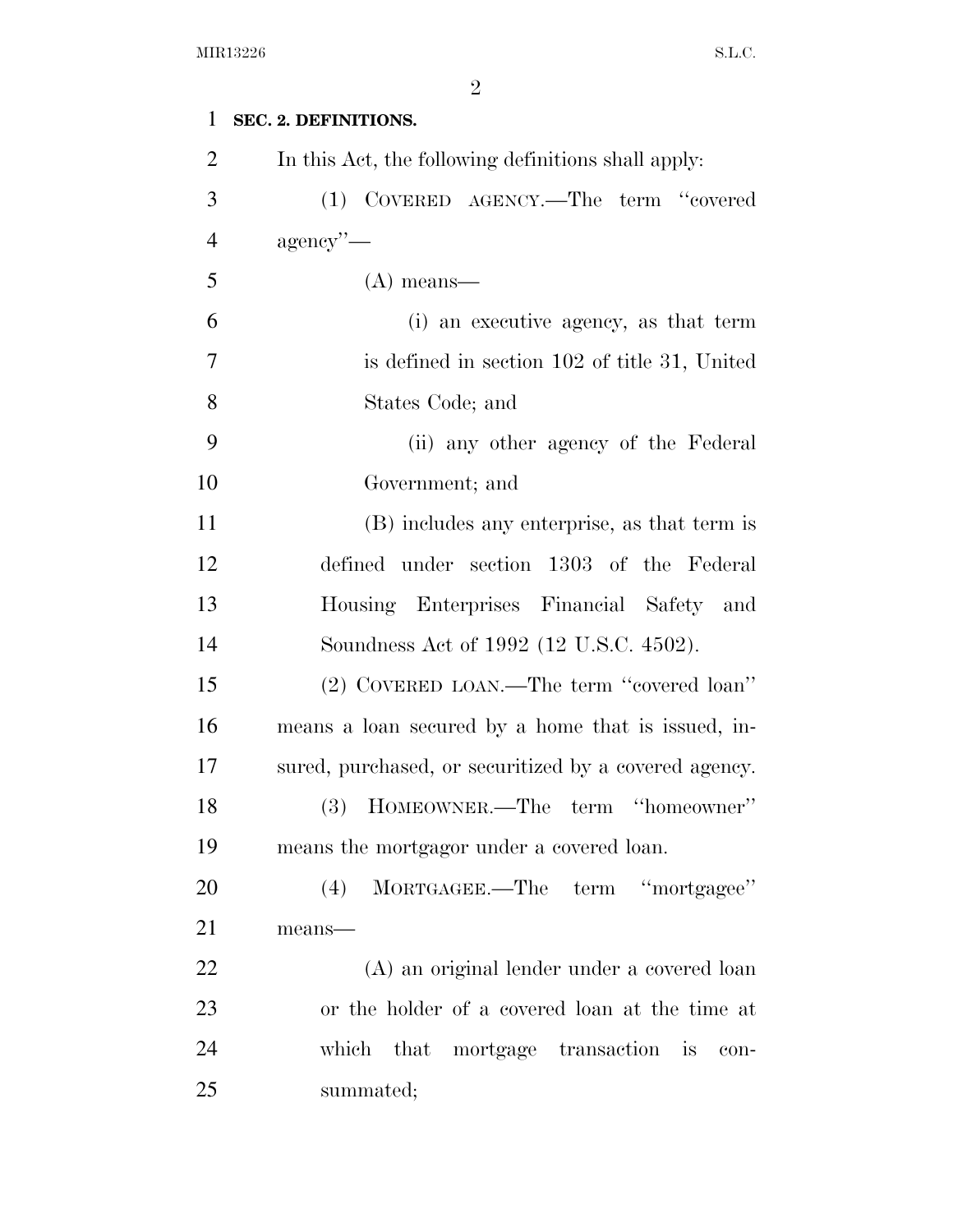**SEC. 2. DEFINITIONS.**

In this Act, the following definitions shall apply:

(1) COVERED AGENCY.—The term "covered agency"—

(A) means—

(i) an executive agency, as that term is defined in section 102 of title 31, United States Code; and

(ii) any other agency of the Federal Government; and

(B) includes any enterprise, as that term is defined under section 1303 of the Federal Housing Enterprises Financial Safety and Soundness Act of 1992 (12 U.S.C. 4502).

(2) COVERED LOAN.—The term "covered loan" means a loan secured by a home that is issued, insured, purchased, or securitized by a covered agency.

(3) HOMEOWNER.—The term "homeowner" means the mortgagor under a covered loan.

(4) MORTGAGEE.—The term "mortgagee" means—

(A) an original lender under a covered loan or the holder of a covered loan at the time at which that mortgage transaction is consummated;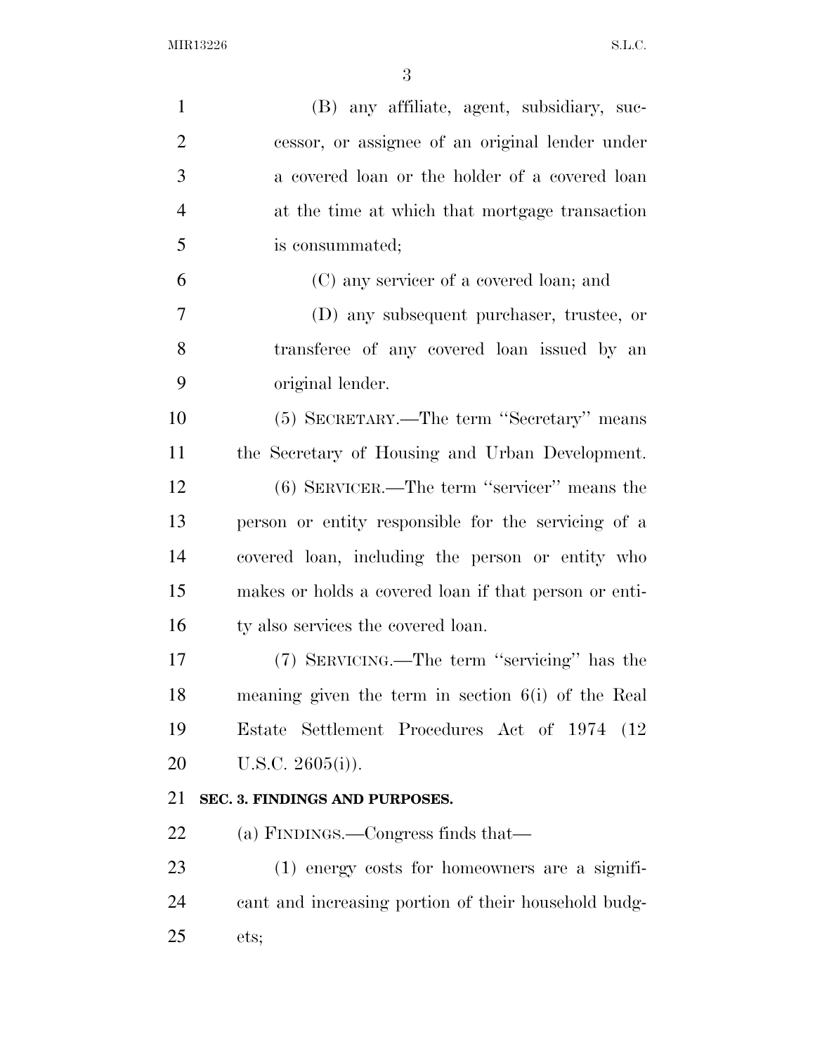(B) any affiliate, agent, subsidiary, successor, or assignee of an original lender under a covered loan or the holder of a covered loan at the time at which that mortgage transaction is consummated;

(C) any servicer of a covered loan; and

(D) any subsequent purchaser, trustee, or transferee of any covered loan issued by an original lender.

(5) SECRETARY.—The term "Secretary" means the Secretary of Housing and Urban Development.

(6) SERVICER.—The term "servicer" means the person or entity responsible for the servicing of a covered loan, including the person or entity who makes or holds a covered loan if that person or entity also services the covered loan.

(7) SERVICING.—The term "servicing" has the meaning given the term in section 6(i) of the Real Estate Settlement Procedures Act of 1974 (12 U.S.C. 2605(i)).

**SEC. 3. FINDINGS AND PURPOSES.**

(a) FINDINGS.—Congress finds that—

(1) energy costs for homeowners are a significant and increasing portion of their household budgets;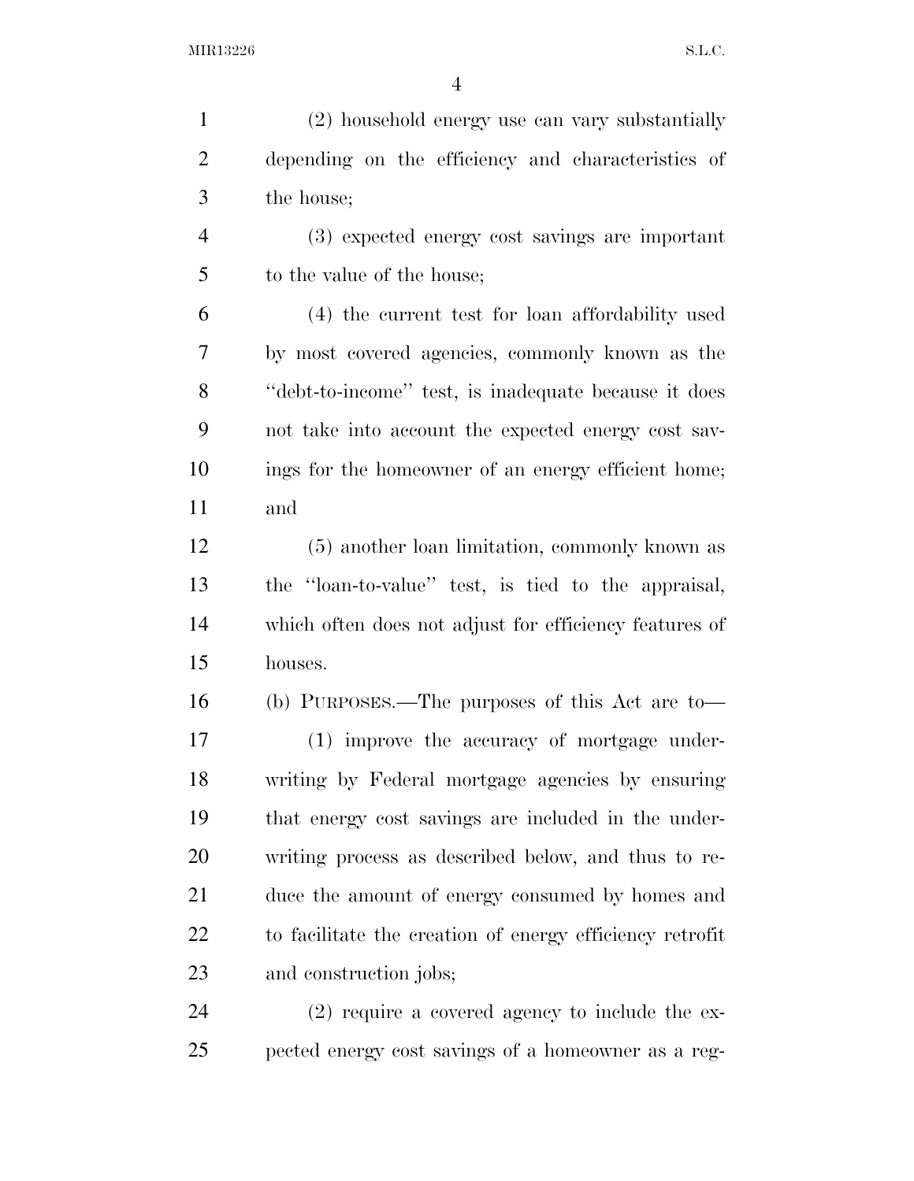(2) household energy use can vary substantially depending on the efficiency and characteristics of the house;

(3) expected energy cost savings are important to the value of the house;

(4) the current test for loan affordability used by most covered agencies, commonly known as the ''debt-to-income'' test, is inadequate because it does not take into account the expected energy cost savings for the homeowner of an energy efficient home; and

(5) another loan limitation, commonly known as the ''loan-to-value'' test, is tied to the appraisal, which often does not adjust for efficiency features of houses.

(b) PURPOSES.—The purposes of this Act are to—

(1) improve the accuracy of mortgage underwriting by Federal mortgage agencies by ensuring that energy cost savings are included in the underwriting process as described below, and thus to reduce the amount of energy consumed by homes and to facilitate the creation of energy efficiency retrofit and construction jobs;

(2) require a covered agency to include the expected energy cost savings of a homeowner as a reg-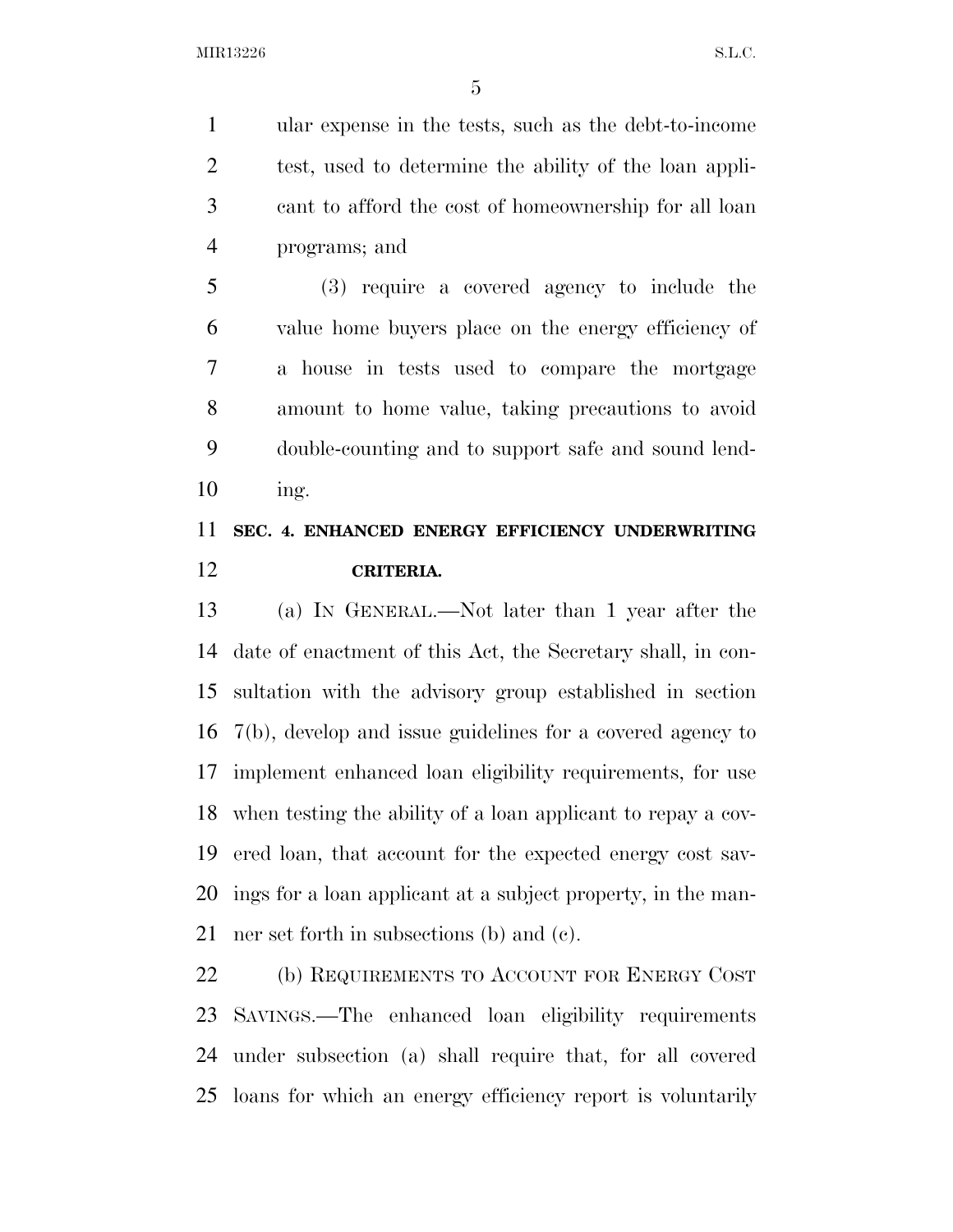ular expense in the tests, such as the debt-to-income test, used to determine the ability of the loan applicant to afford the cost of homeownership for all loan programs; and

(3) require a covered agency to include the value home buyers place on the energy efficiency of a house in tests used to compare the mortgage amount to home value, taking precautions to avoid double-counting and to support safe and sound lending.

## SEC. 4. ENHANCED ENERGY EFFICIENCY UNDERWRITING CRITERIA.

(a) IN GENERAL.—Not later than 1 year after the date of enactment of this Act, the Secretary shall, in consultation with the advisory group established in section 7(b), develop and issue guidelines for a covered agency to implement enhanced loan eligibility requirements, for use when testing the ability of a loan applicant to repay a covered loan, that account for the expected energy cost savings for a loan applicant at a subject property, in the manner set forth in subsections (b) and (c).

(b) REQUIREMENTS TO ACCOUNT FOR ENERGY COST SAVINGS.—The enhanced loan eligibility requirements under subsection (a) shall require that, for all covered loans for which an energy efficiency report is voluntarily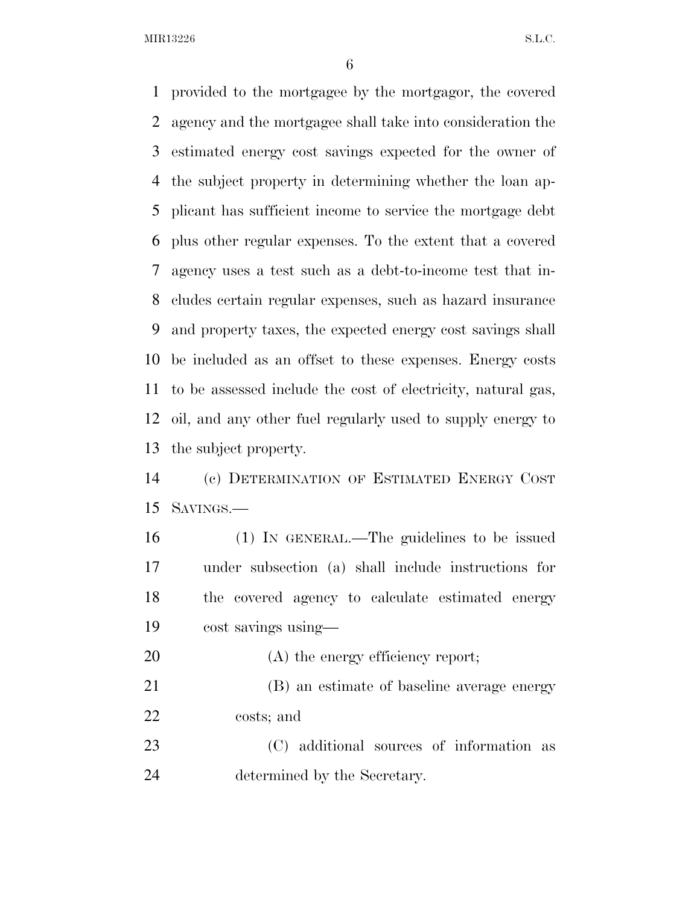provided to the mortgagee by the mortgagor, the covered agency and the mortgagee shall take into consideration the estimated energy cost savings expected for the owner of the subject property in determining whether the loan applicant has sufficient income to service the mortgage debt plus other regular expenses. To the extent that a covered agency uses a test such as a debt-to-income test that includes certain regular expenses, such as hazard insurance and property taxes, the expected energy cost savings shall be included as an offset to these expenses. Energy costs to be assessed include the cost of electricity, natural gas, oil, and any other fuel regularly used to supply energy to the subject property.

(c) DETERMINATION OF ESTIMATED ENERGY COST SAVINGS.—

(1) IN GENERAL.—The guidelines to be issued under subsection (a) shall include instructions for the covered agency to calculate estimated energy cost savings using—

(A) the energy efficiency report;

(B) an estimate of baseline average energy costs; and

(C) additional sources of information as determined by the Secretary.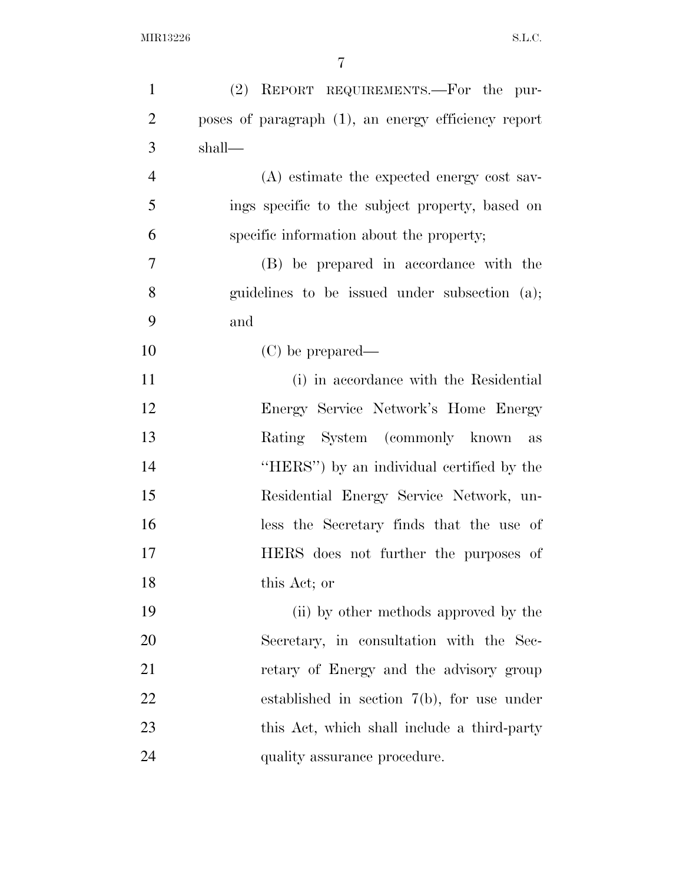(2) REPORT REQUIREMENTS.—For the purposes of paragraph (1), an energy efficiency report shall—

(A) estimate the expected energy cost savings specific to the subject property, based on specific information about the property;

(B) be prepared in accordance with the guidelines to be issued under subsection (a); and

(C) be prepared—

(i) in accordance with the Residential Energy Service Network's Home Energy Rating System (commonly known as "HERS") by an individual certified by the Residential Energy Service Network, unless the Secretary finds that the use of HERS does not further the purposes of this Act; or

(ii) by other methods approved by the Secretary, in consultation with the Secretary of Energy and the advisory group established in section 7(b), for use under this Act, which shall include a third-party quality assurance procedure.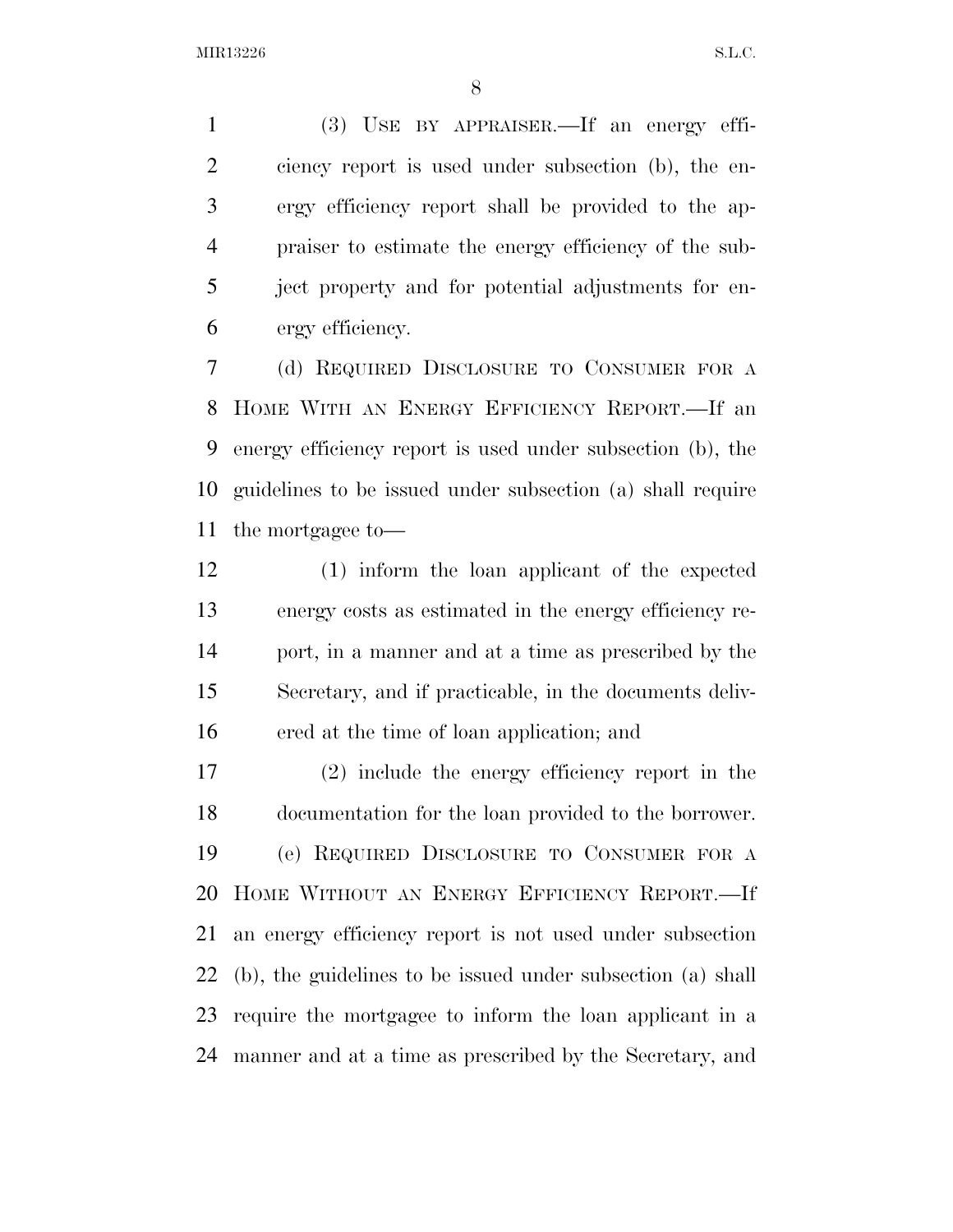(3) USE BY APPRAISER.—If an energy efficiency report is used under subsection (b), the energy efficiency report shall be provided to the appraiser to estimate the energy efficiency of the subject property and for potential adjustments for energy efficiency.

(d) REQUIRED DISCLOSURE TO CONSUMER FOR A HOME WITH AN ENERGY EFFICIENCY REPORT.—If an energy efficiency report is used under subsection (b), the guidelines to be issued under subsection (a) shall require the mortgagee to—

(1) inform the loan applicant of the expected energy costs as estimated in the energy efficiency report, in a manner and at a time as prescribed by the Secretary, and if practicable, in the documents delivered at the time of loan application; and

(2) include the energy efficiency report in the documentation for the loan provided to the borrower.

(e) REQUIRED DISCLOSURE TO CONSUMER FOR A HOME WITHOUT AN ENERGY EFFICIENCY REPORT.—If an energy efficiency report is not used under subsection (b), the guidelines to be issued under subsection (a) shall require the mortgagee to inform the loan applicant in a manner and at a time as prescribed by the Secretary, and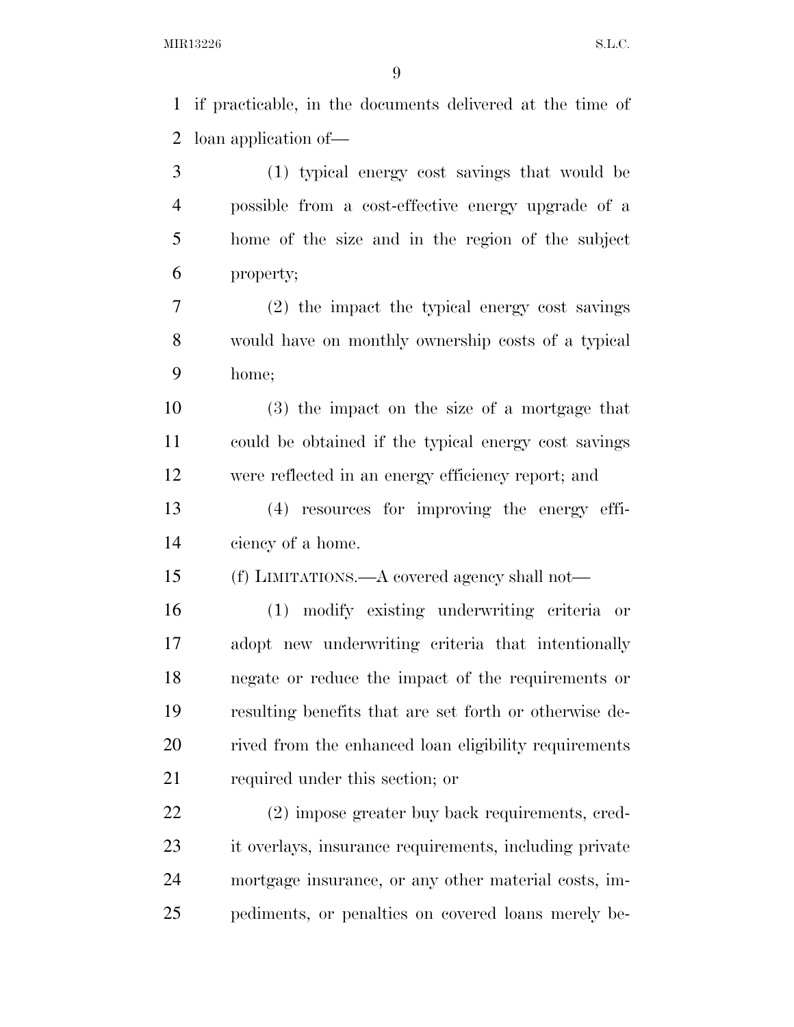if practicable, in the documents delivered at the time of loan application of—

(1) typical energy cost savings that would be possible from a cost-effective energy upgrade of a home of the size and in the region of the subject property;

(2) the impact the typical energy cost savings would have on monthly ownership costs of a typical home;

(3) the impact on the size of a mortgage that could be obtained if the typical energy cost savings were reflected in an energy efficiency report; and

(4) resources for improving the energy efficiency of a home.

(f) LIMITATIONS.—A covered agency shall not—

(1) modify existing underwriting criteria or adopt new underwriting criteria that intentionally negate or reduce the impact of the requirements or resulting benefits that are set forth or otherwise derived from the enhanced loan eligibility requirements required under this section; or

(2) impose greater buy back requirements, credit overlays, insurance requirements, including private mortgage insurance, or any other material costs, impediments, or penalties on covered loans merely be-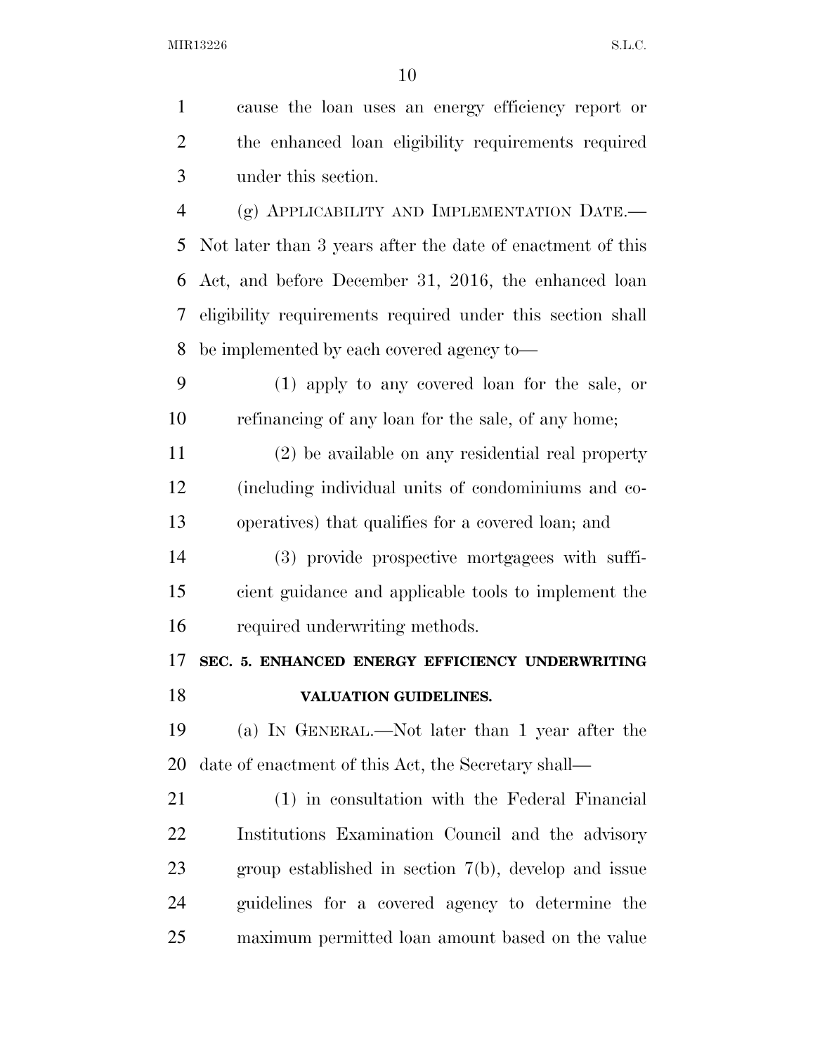cause the loan uses an energy efficiency report or the enhanced loan eligibility requirements required under this section.

(g) APPLICABILITY AND IMPLEMENTATION DATE.—Not later than 3 years after the date of enactment of this Act, and before December 31, 2016, the enhanced loan eligibility requirements required under this section shall be implemented by each covered agency to—

(1) apply to any covered loan for the sale, or refinancing of any loan for the sale, of any home;

(2) be available on any residential real property (including individual units of condominiums and co-operatives) that qualifies for a covered loan; and

(3) provide prospective mortgagees with sufficient guidance and applicable tools to implement the required underwriting methods.

## SEC. 5. ENHANCED ENERGY EFFICIENCY UNDERWRITING VALUATION GUIDELINES.

(a) IN GENERAL.—Not later than 1 year after the date of enactment of this Act, the Secretary shall—

(1) in consultation with the Federal Financial Institutions Examination Council and the advisory group established in section 7(b), develop and issue guidelines for a covered agency to determine the maximum permitted loan amount based on the value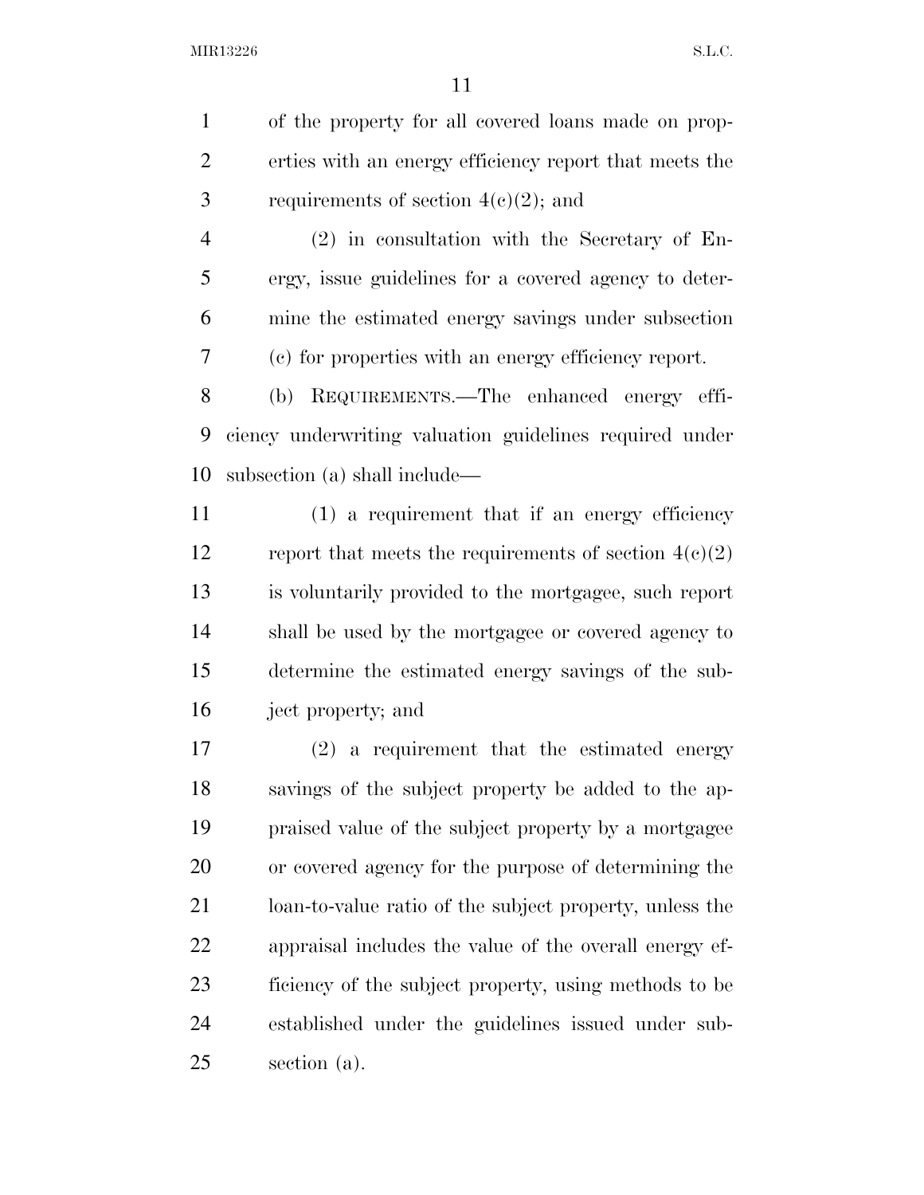of the property for all covered loans made on properties with an energy efficiency report that meets the requirements of section 4(c)(2); and

(2) in consultation with the Secretary of Energy, issue guidelines for a covered agency to determine the estimated energy savings under subsection (c) for properties with an energy efficiency report.

(b) REQUIREMENTS.—The enhanced energy efficiency underwriting valuation guidelines required under subsection (a) shall include—

(1) a requirement that if an energy efficiency report that meets the requirements of section 4(c)(2) is voluntarily provided to the mortgagee, such report shall be used by the mortgagee or covered agency to determine the estimated energy savings of the subject property; and

(2) a requirement that the estimated energy savings of the subject property be added to the appraised value of the subject property by a mortgagee or covered agency for the purpose of determining the loan-to-value ratio of the subject property, unless the appraisal includes the value of the overall energy efficiency of the subject property, using methods to be established under the guidelines issued under subsection (a).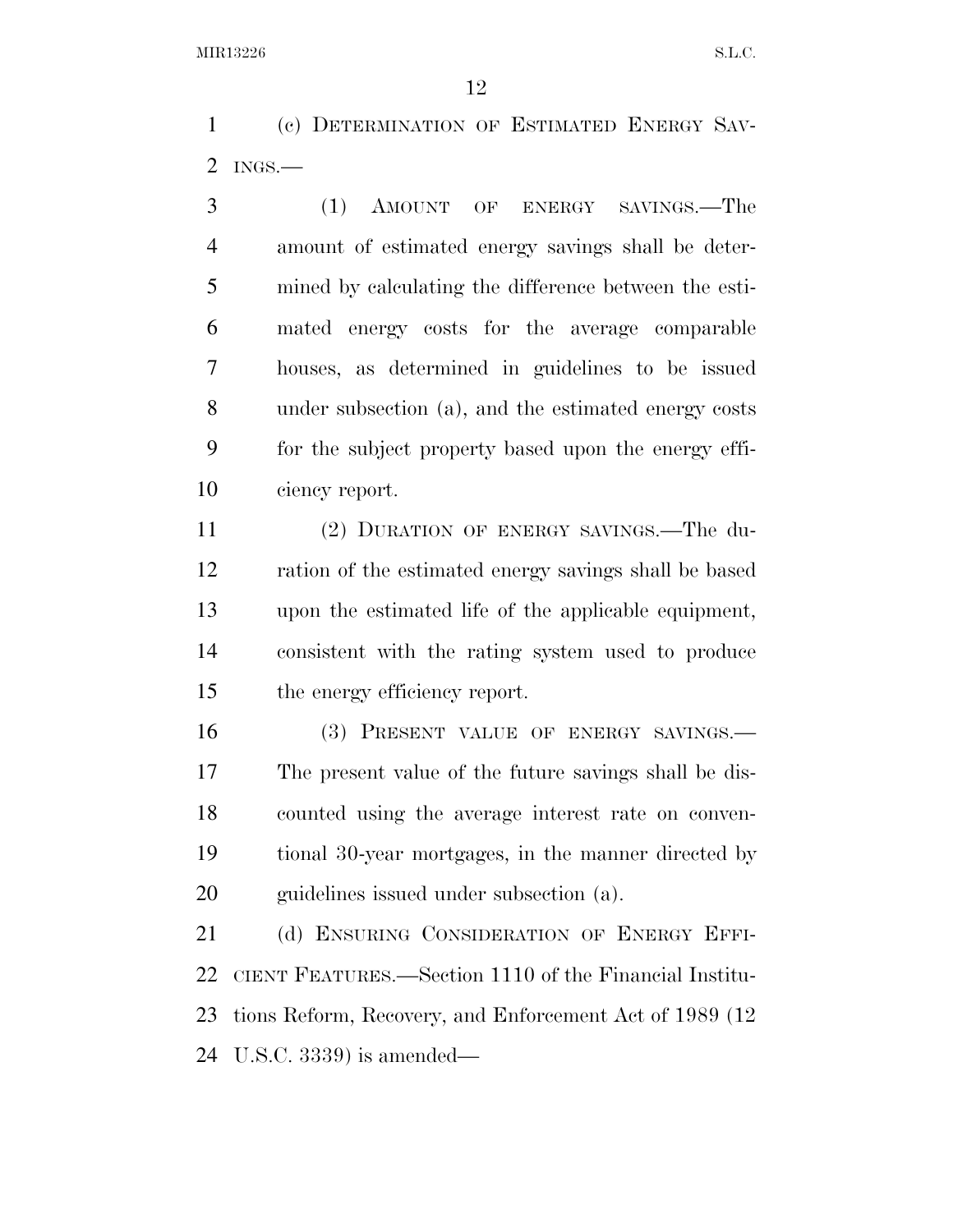(c) DETERMINATION OF ESTIMATED ENERGY SAVINGS.—

(1) AMOUNT OF ENERGY SAVINGS.—The amount of estimated energy savings shall be determined by calculating the difference between the estimated energy costs for the average comparable houses, as determined in guidelines to be issued under subsection (a), and the estimated energy costs for the subject property based upon the energy efficiency report.

(2) DURATION OF ENERGY SAVINGS.—The duration of the estimated energy savings shall be based upon the estimated life of the applicable equipment, consistent with the rating system used to produce the energy efficiency report.

(3) PRESENT VALUE OF ENERGY SAVINGS.—The present value of the future savings shall be discounted using the average interest rate on conventional 30-year mortgages, in the manner directed by guidelines issued under subsection (a).

(d) ENSURING CONSIDERATION OF ENERGY EFFICIENT FEATURES.—Section 1110 of the Financial Institutions Reform, Recovery, and Enforcement Act of 1989 (12 U.S.C. 3339) is amended—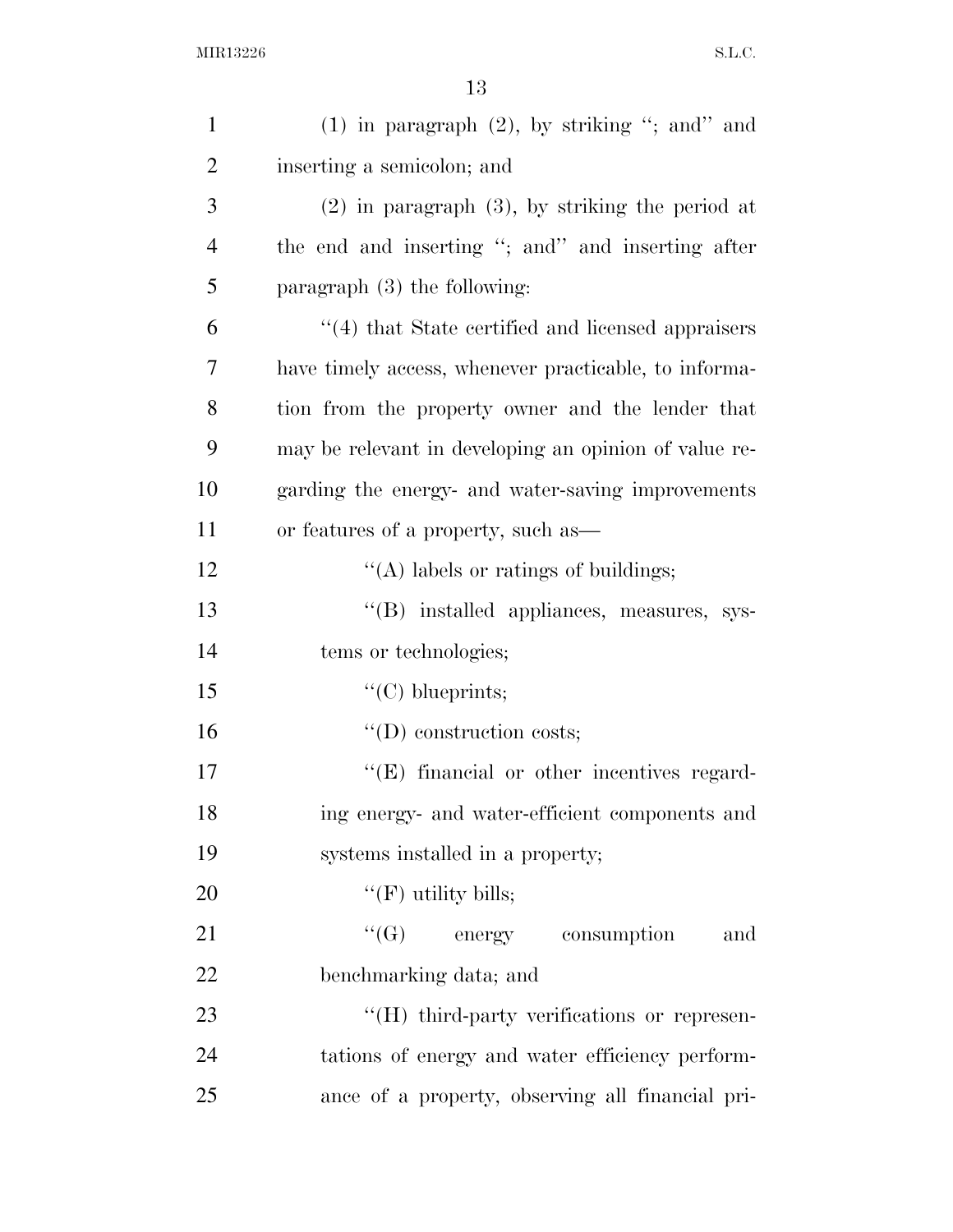(1) in paragraph (2), by striking "; and" and inserting a semicolon; and

(2) in paragraph (3), by striking the period at the end and inserting "; and" and inserting after paragraph (3) the following:

"(4) that State certified and licensed appraisers have timely access, whenever practicable, to information from the property owner and the lender that may be relevant in developing an opinion of value regarding the energy- and water-saving improvements or features of a property, such as—

"(A) labels or ratings of buildings;

"(B) installed appliances, measures, systems or technologies;

"(C) blueprints;

"(D) construction costs;

"(E) financial or other incentives regarding energy- and water-efficient components and systems installed in a property;

"(F) utility bills;

"(G) energy consumption and benchmarking data; and

"(H) third-party verifications or representations of energy and water efficiency performance of a property, observing all financial pri-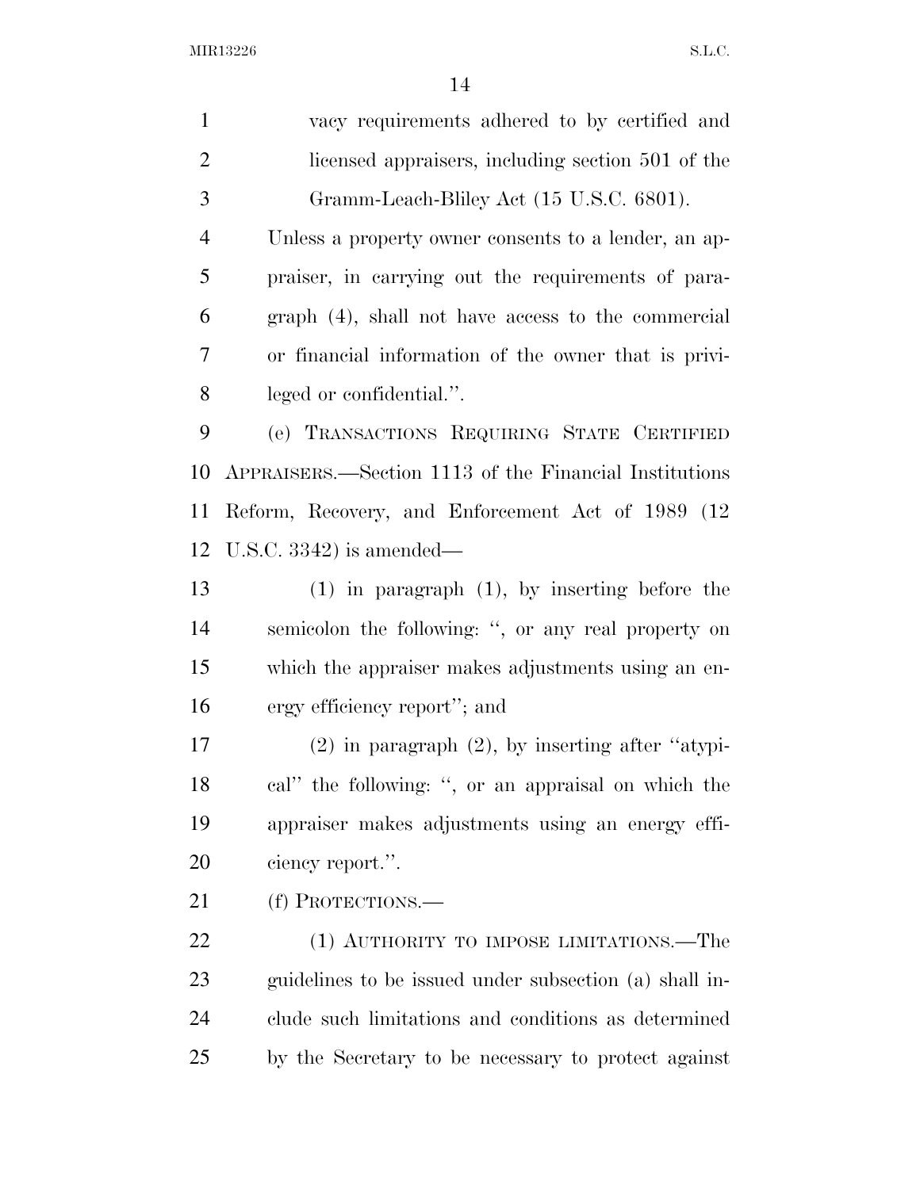vacy requirements adhered to by certified and licensed appraisers, including section 501 of the Gramm-Leach-Bliley Act (15 U.S.C. 6801).

Unless a property owner consents to a lender, an appraiser, in carrying out the requirements of paragraph (4), shall not have access to the commercial or financial information of the owner that is privileged or confidential.''.

(e) TRANSACTIONS REQUIRING STATE CERTIFIED APPRAISERS.—Section 1113 of the Financial Institutions Reform, Recovery, and Enforcement Act of 1989 (12 U.S.C. 3342) is amended—

(1) in paragraph (1), by inserting before the semicolon the following: '', or any real property on which the appraiser makes adjustments using an energy efficiency report''; and

(2) in paragraph (2), by inserting after ''atypical'' the following: '', or an appraisal on which the appraiser makes adjustments using an energy efficiency report.''.

(f) PROTECTIONS.—

(1) AUTHORITY TO IMPOSE LIMITATIONS.—The guidelines to be issued under subsection (a) shall include such limitations and conditions as determined by the Secretary to be necessary to protect against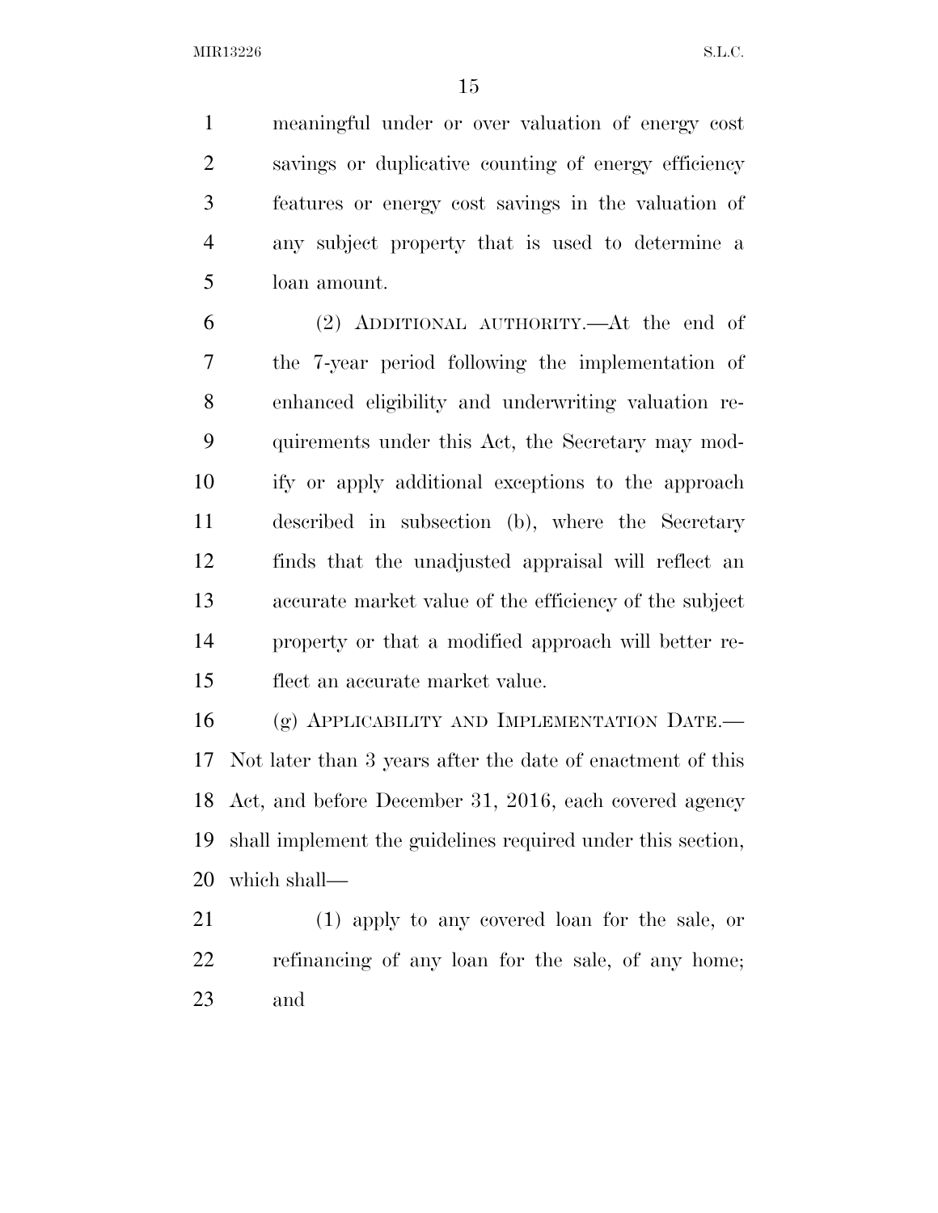meaningful under or over valuation of energy cost savings or duplicative counting of energy efficiency features or energy cost savings in the valuation of any subject property that is used to determine a loan amount.

(2) ADDITIONAL AUTHORITY.—At the end of the 7-year period following the implementation of enhanced eligibility and underwriting valuation requirements under this Act, the Secretary may modify or apply additional exceptions to the approach described in subsection (b), where the Secretary finds that the unadjusted appraisal will reflect an accurate market value of the efficiency of the subject property or that a modified approach will better reflect an accurate market value.

(g) APPLICABILITY AND IMPLEMENTATION DATE.—Not later than 3 years after the date of enactment of this Act, and before December 31, 2016, each covered agency shall implement the guidelines required under this section, which shall—

(1) apply to any covered loan for the sale, or refinancing of any loan for the sale, of any home; and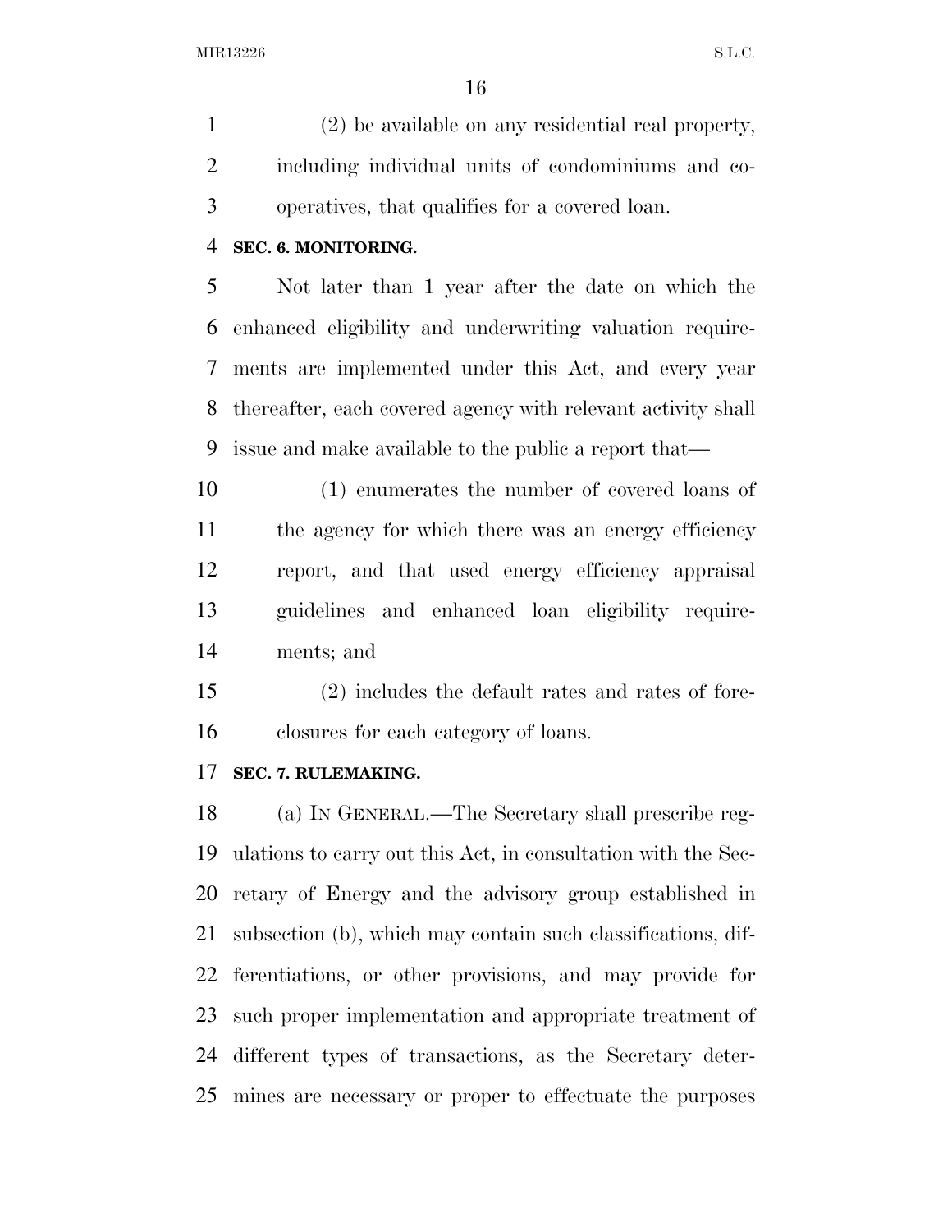(2) be available on any residential real property, including individual units of condominiums and cooperatives, that qualifies for a covered loan.

**SEC. 6. MONITORING.**

Not later than 1 year after the date on which the enhanced eligibility and underwriting valuation requirements are implemented under this Act, and every year thereafter, each covered agency with relevant activity shall issue and make available to the public a report that—

(1) enumerates the number of covered loans of the agency for which there was an energy efficiency report, and that used energy efficiency appraisal guidelines and enhanced loan eligibility requirements; and

(2) includes the default rates and rates of foreclosures for each category of loans.

**SEC. 7. RULEMAKING.**

(a) IN GENERAL.—The Secretary shall prescribe regulations to carry out this Act, in consultation with the Secretary of Energy and the advisory group established in subsection (b), which may contain such classifications, differentiations, or other provisions, and may provide for such proper implementation and appropriate treatment of different types of transactions, as the Secretary determines are necessary or proper to effectuate the purposes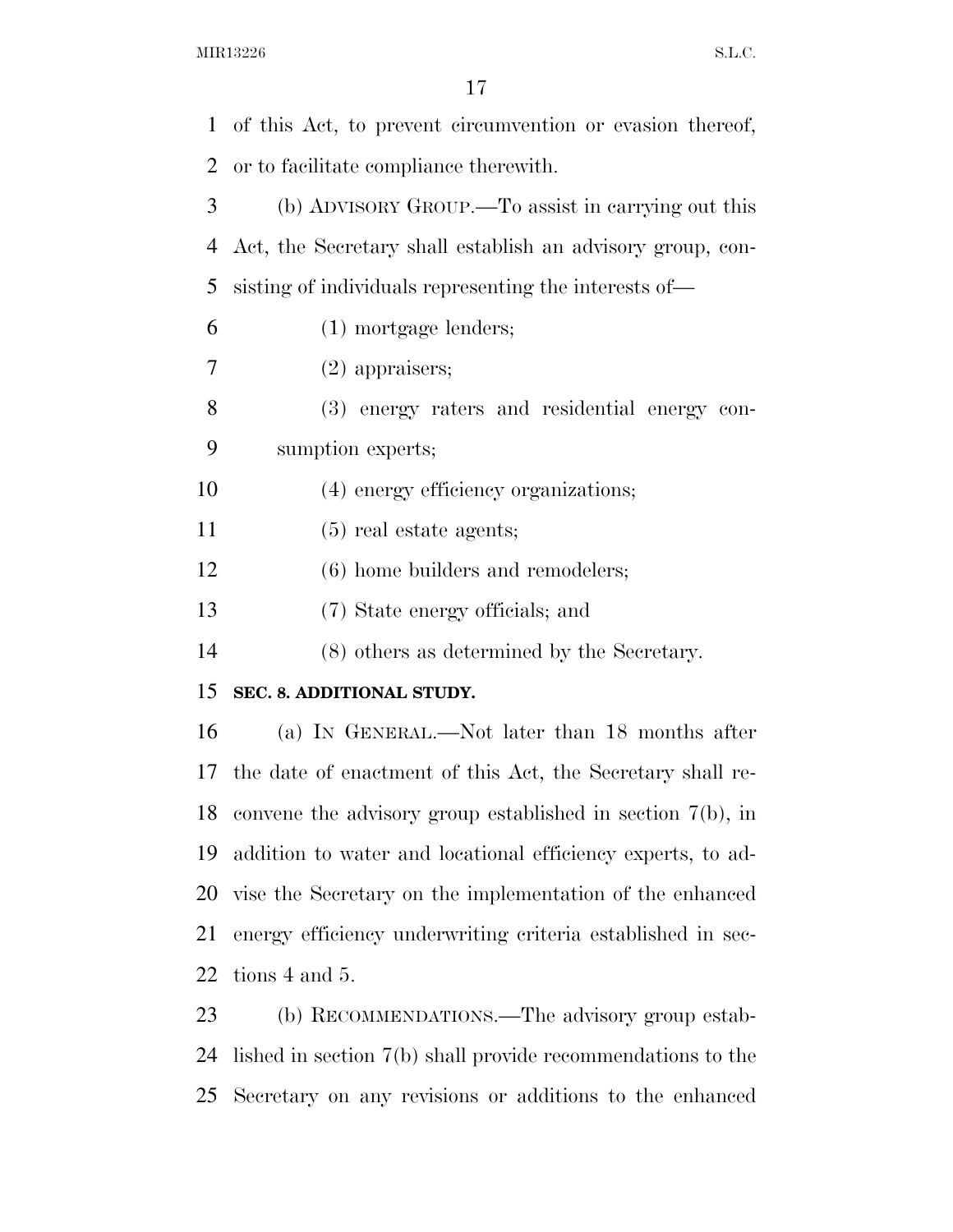of this Act, to prevent circumvention or evasion thereof, or to facilitate compliance therewith.

(b) ADVISORY GROUP.—To assist in carrying out this Act, the Secretary shall establish an advisory group, consisting of individuals representing the interests of—

(1) mortgage lenders;

(2) appraisers;

(3) energy raters and residential energy consumption experts;

(4) energy efficiency organizations;

(5) real estate agents;

(6) home builders and remodelers;

(7) State energy officials; and

(8) others as determined by the Secretary.

**SEC. 8. ADDITIONAL STUDY.**

(a) IN GENERAL.—Not later than 18 months after the date of enactment of this Act, the Secretary shall reconvene the advisory group established in section 7(b), in addition to water and locational efficiency experts, to advise the Secretary on the implementation of the enhanced energy efficiency underwriting criteria established in sections 4 and 5.

(b) RECOMMENDATIONS.—The advisory group established in section 7(b) shall provide recommendations to the Secretary on any revisions or additions to the enhanced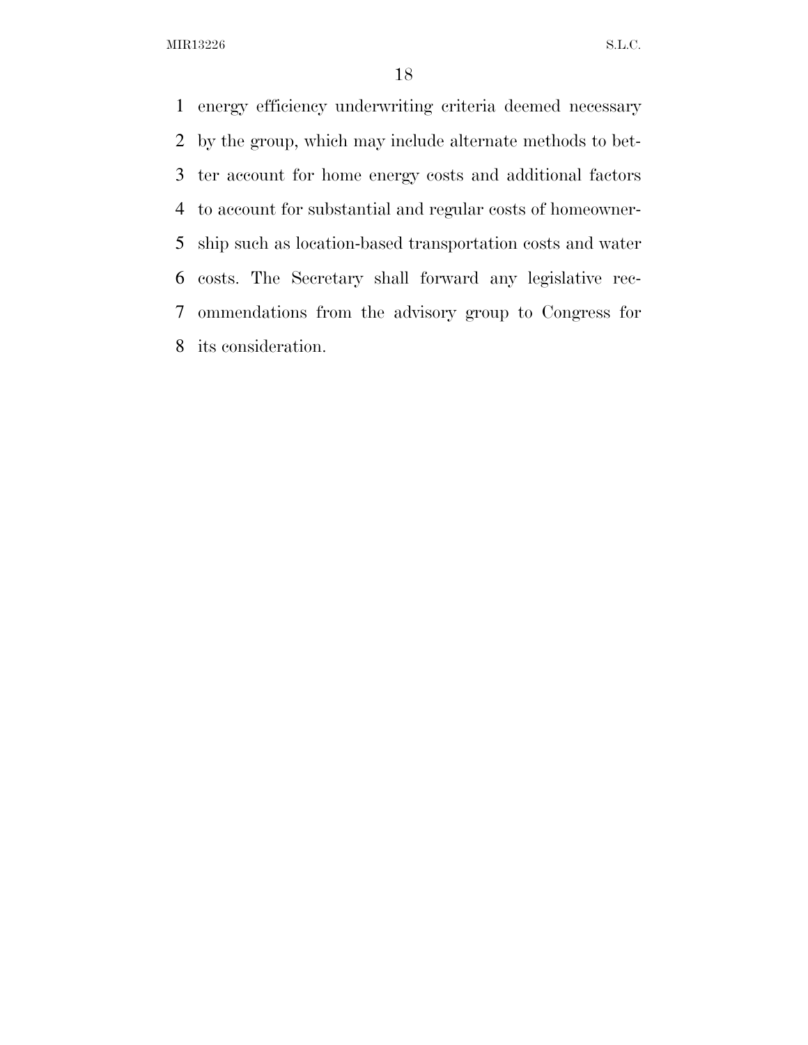energy efficiency underwriting criteria deemed necessary by the group, which may include alternate methods to better account for home energy costs and additional factors to account for substantial and regular costs of homeownership such as location-based transportation costs and water costs. The Secretary shall forward any legislative recommendations from the advisory group to Congress for its consideration.